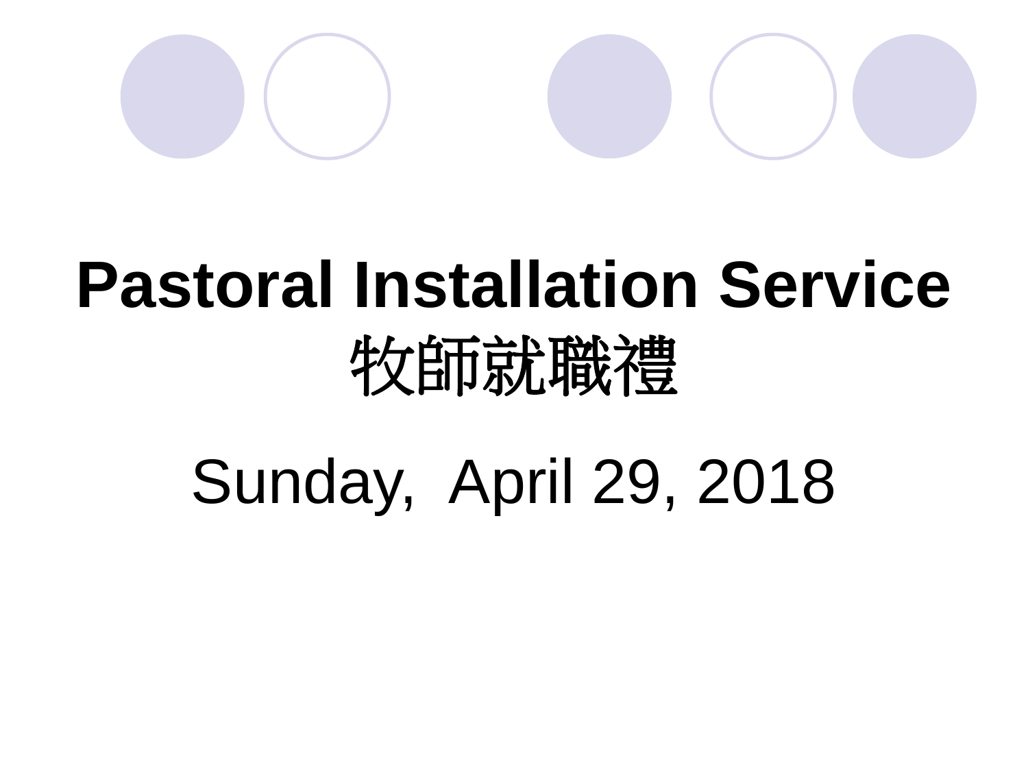# Pastoral Installation Service
# 牧師就職禮

Sunday, April 29, 2018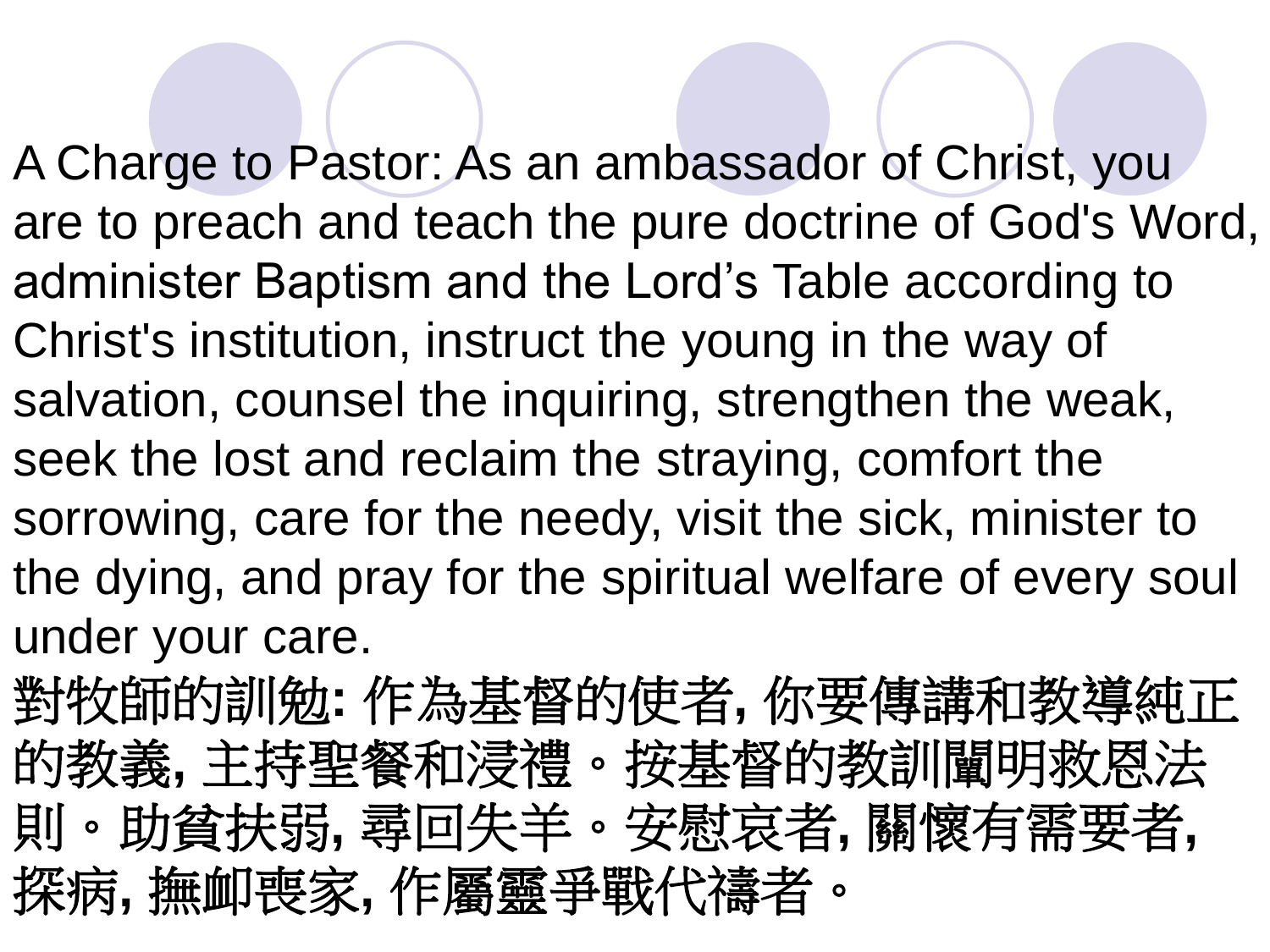A Charge to Pastor: As an ambassador of Christ, you are to preach and teach the pure doctrine of God's Word, administer Baptism and the Lord’s Table according to Christ's institution, instruct the young in the way of salvation, counsel the inquiring, strengthen the weak, seek the lost and reclaim the straying, comfort the sorrowing, care for the needy, visit the sick, minister to the dying, and pray for the spiritual welfare of every soul under your care.

**對牧師的訓勉:** 作為基督的使者, 你要傳講和教導純正的教義, 主持聖餐和浸禮。按基督的教訓闡明救恩法則。助貧扶弱, 尋回失羊。安慰哀者, 關懷有需要者, 探病, 撫卹喪家, 作屬靈爭戰代禱者。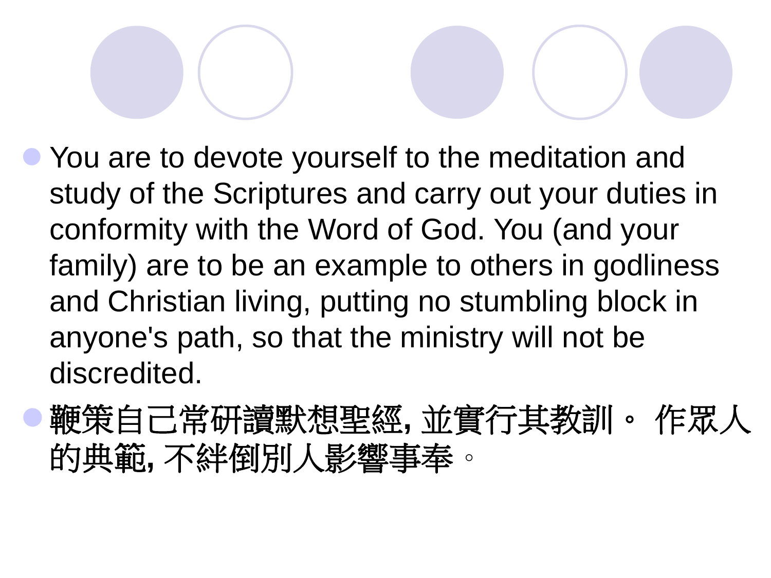- You are to devote yourself to the meditation and study of the Scriptures and carry out your duties in conformity with the Word of God. You (and your family) are to be an example to others in godliness and Christian living, putting no stumbling block in anyone's path, so that the ministry will not be discredited.
- 鞭策自己常研讀默想聖經, 並實行其教訓。 作眾人的典範, 不絆倒別人影響事奉。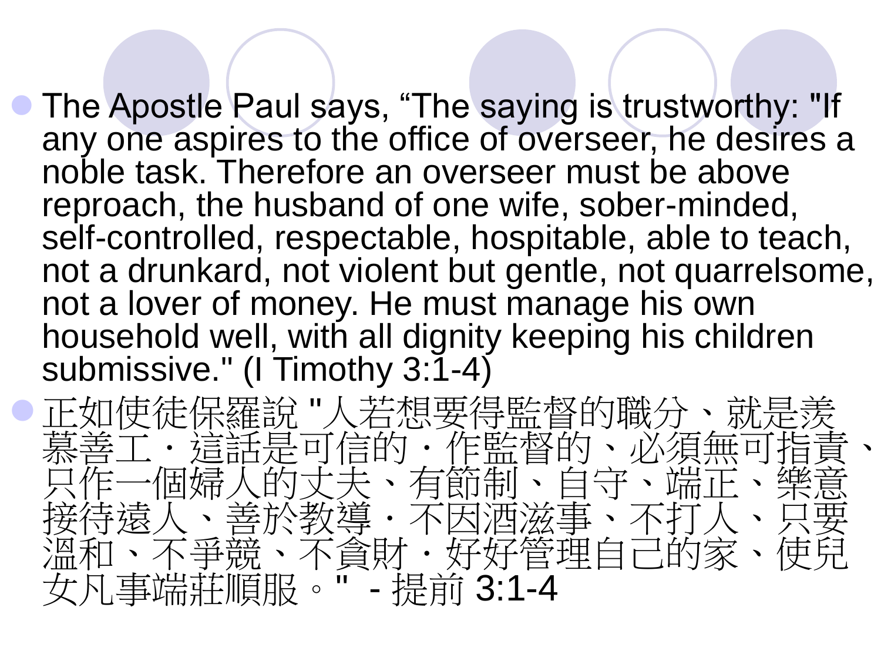- The Apostle Paul says, “The saying is trustworthy: "If any one aspires to the office of overseer, he desires a noble task. Therefore an overseer must be above reproach, the husband of one wife, sober-minded, self-controlled, respectable, hospitable, able to teach, not a drunkard, not violent but gentle, not quarrelsome, not a lover of money. He must manage his own household well, with all dignity keeping his children submissive." (I Timothy 3:1-4)
- 正如使徒保羅說 "人若想要得監督的職分、就是羨慕善工．這話是可信的．作監督的、必須無可指責、只作一個婦人的丈夫、有節制、自守、端正、樂意接待遠人、善於教導．不因酒滋事、不打人、只要溫和、不爭競、不貪財．好好管理自己的家、使兒女凡事端莊順服。" - 提前 3:1-4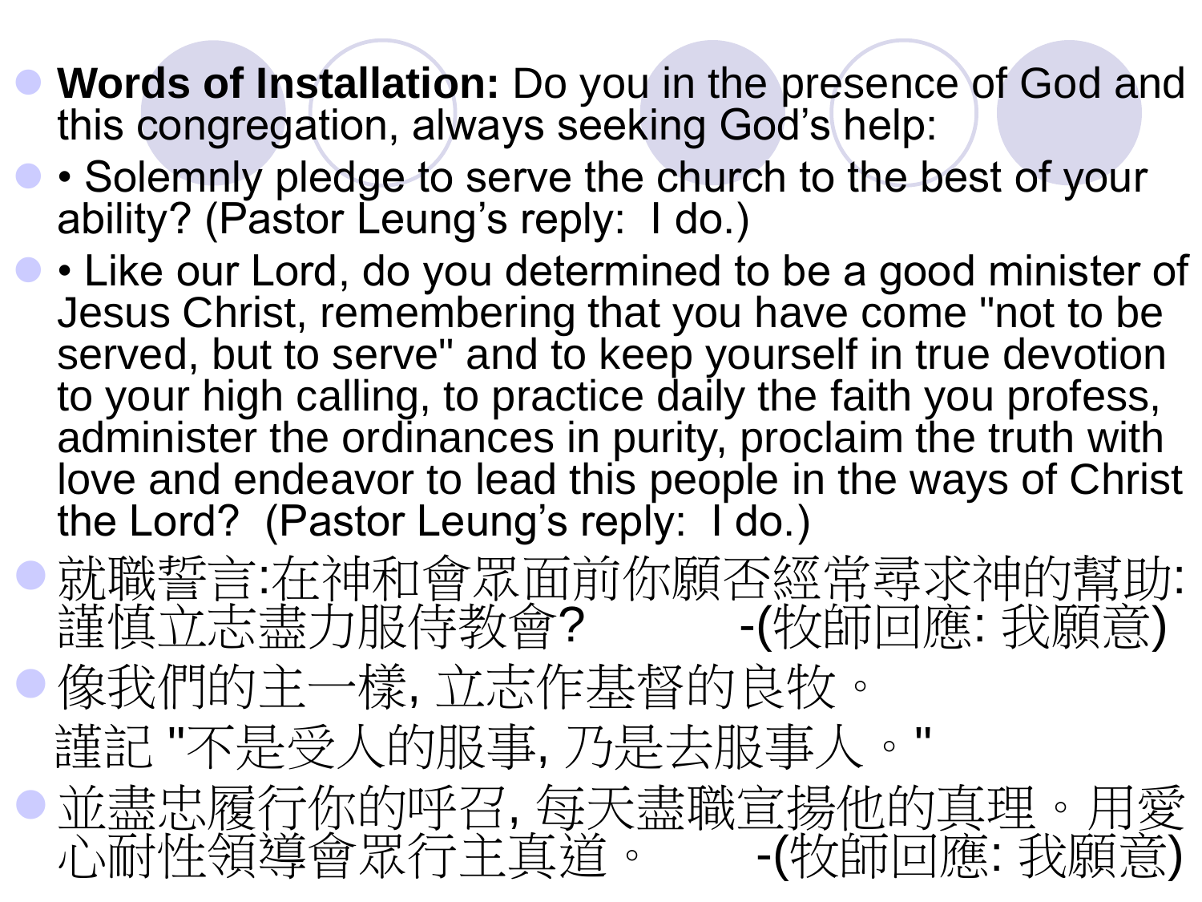- **Words of Installation:** Do you in the presence of God and this congregation, always seeking God's help:
- • Solemnly pledge to serve the church to the best of your ability? (Pastor Leung's reply:  I do.)
- • Like our Lord, do you determined to be a good minister of Jesus Christ, remembering that you have come "not to be served, but to serve" and to keep yourself in true devotion to your high calling, to practice daily the faith you profess, administer the ordinances in purity, proclaim the truth with love and endeavor to lead this people in the ways of Christ the Lord?  (Pastor Leung's reply:  I do.)
- 就職誓言:在神和會眾面前你願否經常尋求神的幫助: 謹慎立志盡力服侍教會?　　　-(牧師回應: 我願意)
- 像我們的主一樣, 立志作基督的良牧。

  謹記 "不是受人的服事, 乃是去服事人。"
- 並盡忠履行你的呼召, 每天盡職宣揚他的真理。用愛心耐性領導會眾行主真道。　　-(牧師回應: 我願意)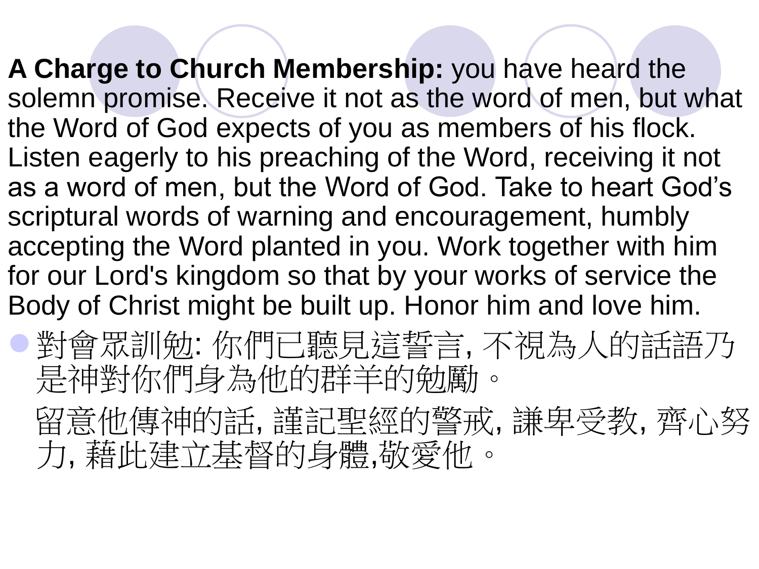**A Charge to Church Membership:** you have heard the solemn promise. Receive it not as the word of men, but what the Word of God expects of you as members of his flock. Listen eagerly to his preaching of the Word, receiving it not as a word of men, but the Word of God. Take to heart God’s scriptural words of warning and encouragement, humbly accepting the Word planted in you. Work together with him for our Lord's kingdom so that by your works of service the Body of Christ might be built up. Honor him and love him.

- 對會眾訓勉: 你們已聽見這誓言, 不視為人的話語乃是神對你們身為他的群羊的勉勵。

  留意他傳神的話, 謹記聖經的警戒, 謙卑受教, 齊心努力, 藉此建立基督的身體,敬愛他。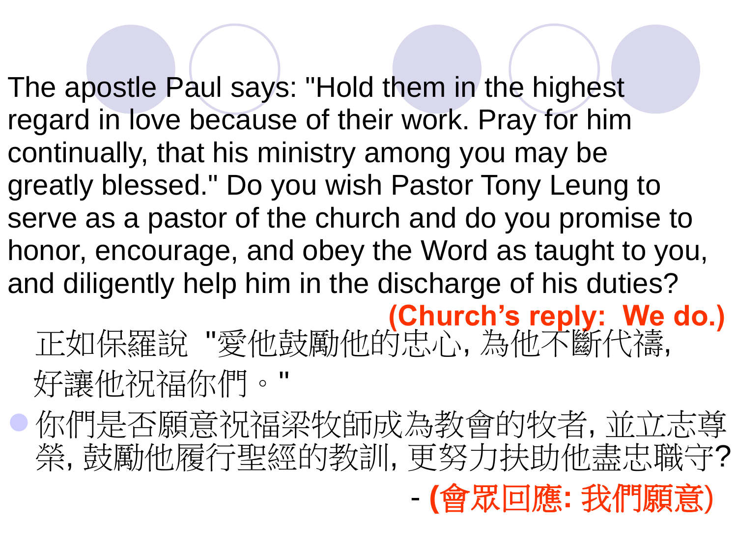The apostle Paul says: "Hold them in the highest regard in love because of their work. Pray for him continually, that his ministry among you may be greatly blessed." Do you wish Pastor Tony Leung to serve as a pastor of the church and do you promise to honor, encourage, and obey the Word as taught to you, and diligently help him in the discharge of his duties?

**(Church's reply: We do.)**

正如保羅說 "愛他鼓勵他的忠心, 為他不斷代禱, 好讓他祝福你們。"

- 你們是否願意祝福梁牧師成為教會的牧者, 並立志尊榮, 鼓勵他履行聖經的教訓, 更努力扶助他盡忠職守?

- **(會眾回應: 我們願意)**